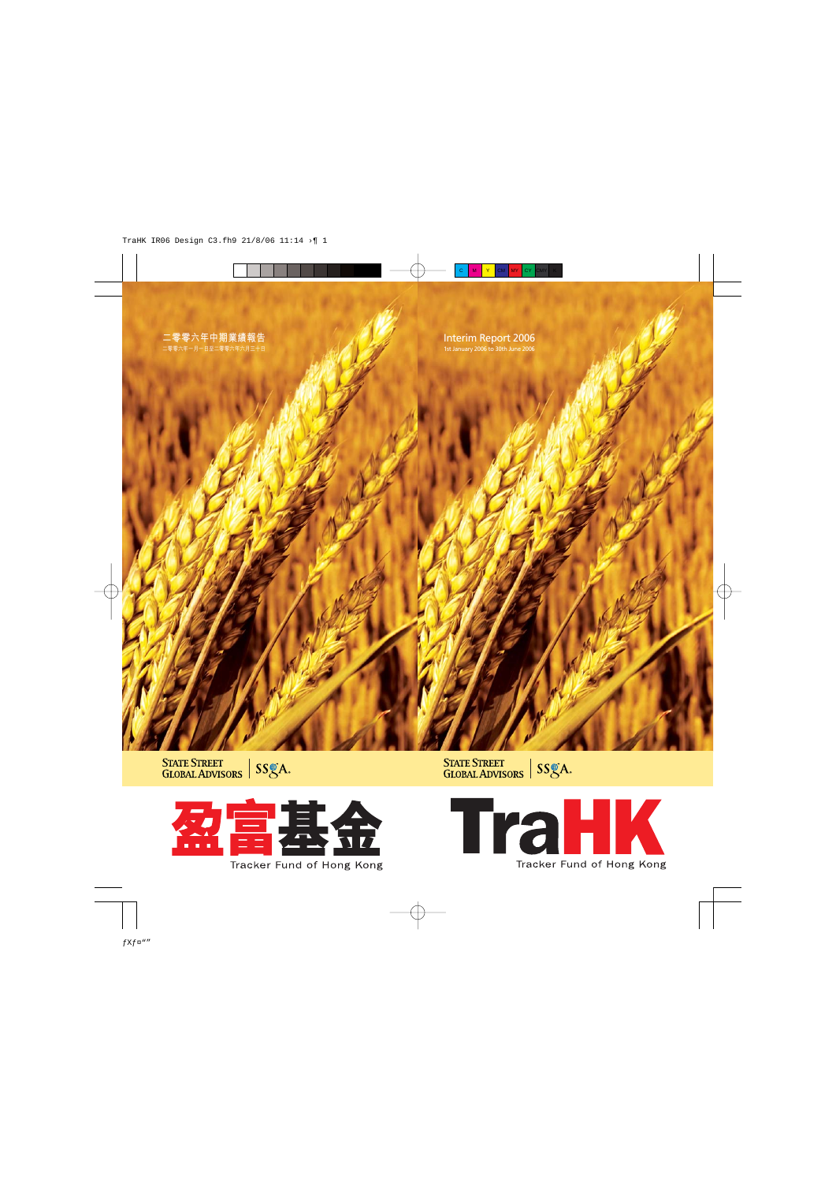二零零六年中期業績報告

二零零六年一月一日至二零零六年六月三十日

# Interim Report 2006

1st January 2006 to 30th June 2006

STATE STREET GLOBAL ADVISORS | SSgA.

STATE STREET GLOBAL ADVISORS | SSgA.

盈富基金

Tracker Fund of Hong Kong

TraHK

Tracker Fund of Hong Kong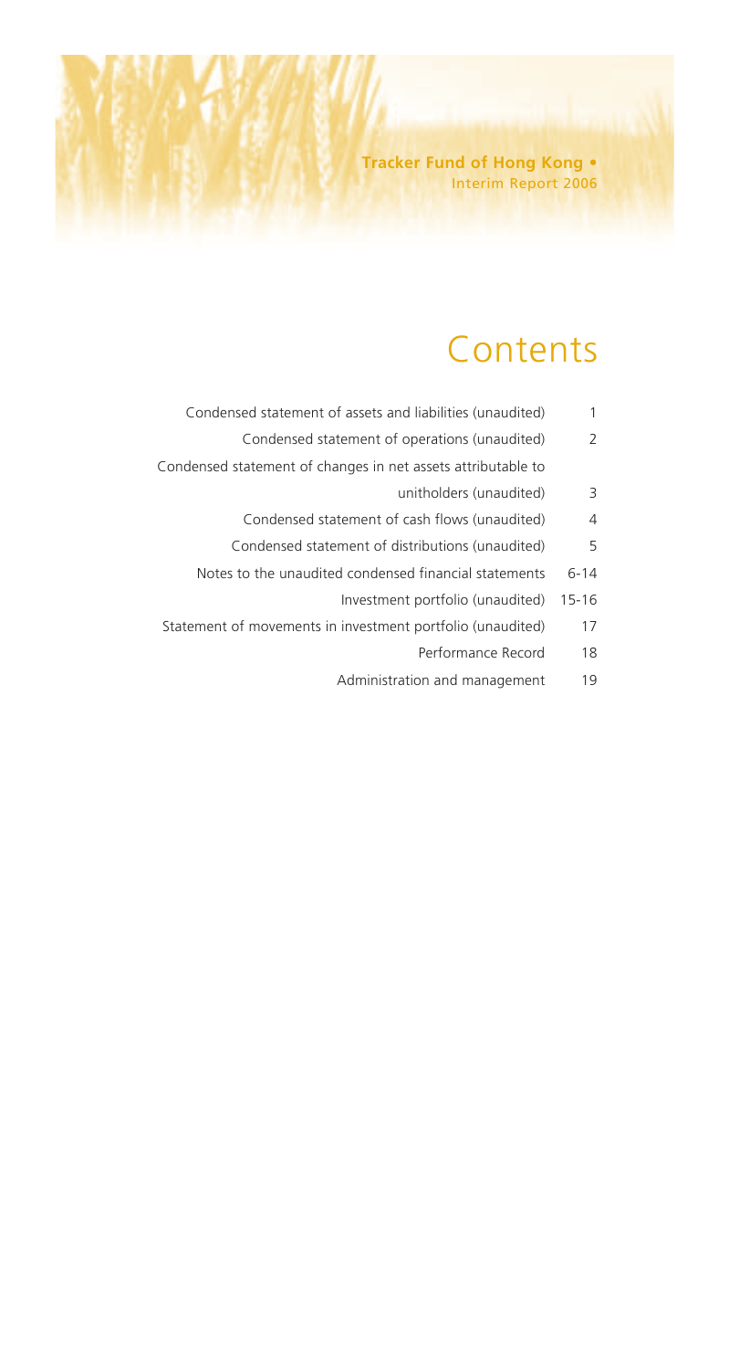# Contents

| | |
|---|---|
| Condensed statement of assets and liabilities (unaudited) | 1 |
| Condensed statement of operations (unaudited) | 2 |
| Condensed statement of changes in net assets attributable to unitholders (unaudited) | 3 |
| Condensed statement of cash flows (unaudited) | 4 |
| Condensed statement of distributions (unaudited) | 5 |
| Notes to the unaudited condensed financial statements | 6-14 |
| Investment portfolio (unaudited) | 15-16 |
| Statement of movements in investment portfolio (unaudited) | 17 |
| Performance Record | 18 |
| Administration and management | 19 |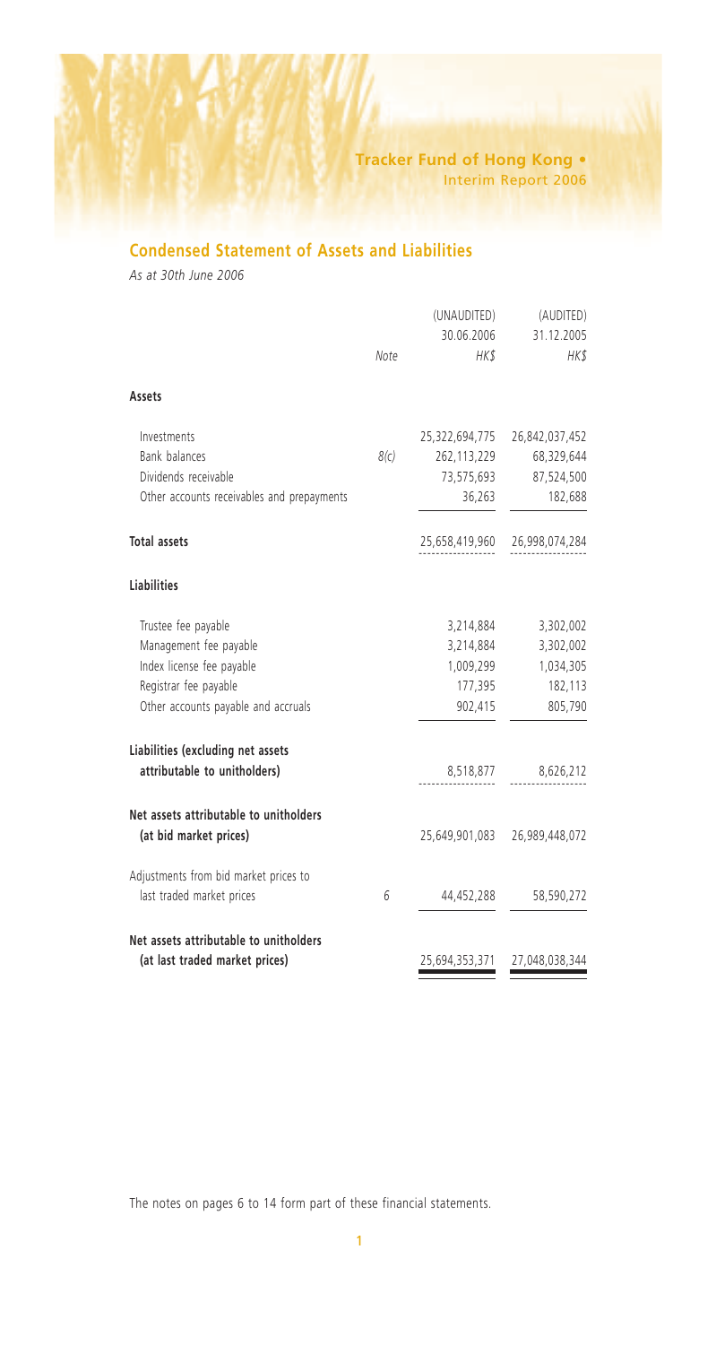## Condensed Statement of Assets and Liabilities

*As at 30th June 2006*

| | Note | (UNAUDITED) 30.06.2006 HK$ | (AUDITED) 31.12.2005 HK$ |
|---|---|---|---|
| **Assets** | | | |
| Investments | | 25,322,694,775 | 26,842,037,452 |
| Bank balances | 8(c) | 262,113,229 | 68,329,644 |
| Dividends receivable | | 73,575,693 | 87,524,500 |
| Other accounts receivables and prepayments | | 36,263 | 182,688 |
| **Total assets** | | 25,658,419,960 | 26,998,074,284 |
| **Liabilities** | | | |
| Trustee fee payable | | 3,214,884 | 3,302,002 |
| Management fee payable | | 3,214,884 | 3,302,002 |
| Index license fee payable | | 1,009,299 | 1,034,305 |
| Registrar fee payable | | 177,395 | 182,113 |
| Other accounts payable and accruals | | 902,415 | 805,790 |
| **Liabilities (excluding net assets attributable to unitholders)** | | 8,518,877 | 8,626,212 |
| **Net assets attributable to unitholders (at bid market prices)** | | 25,649,901,083 | 26,989,448,072 |
| Adjustments from bid market prices to last traded market prices | 6 | 44,452,288 | 58,590,272 |
| **Net assets attributable to unitholders (at last traded market prices)** | | 25,694,353,371 | 27,048,038,344 |

The notes on pages 6 to 14 form part of these financial statements.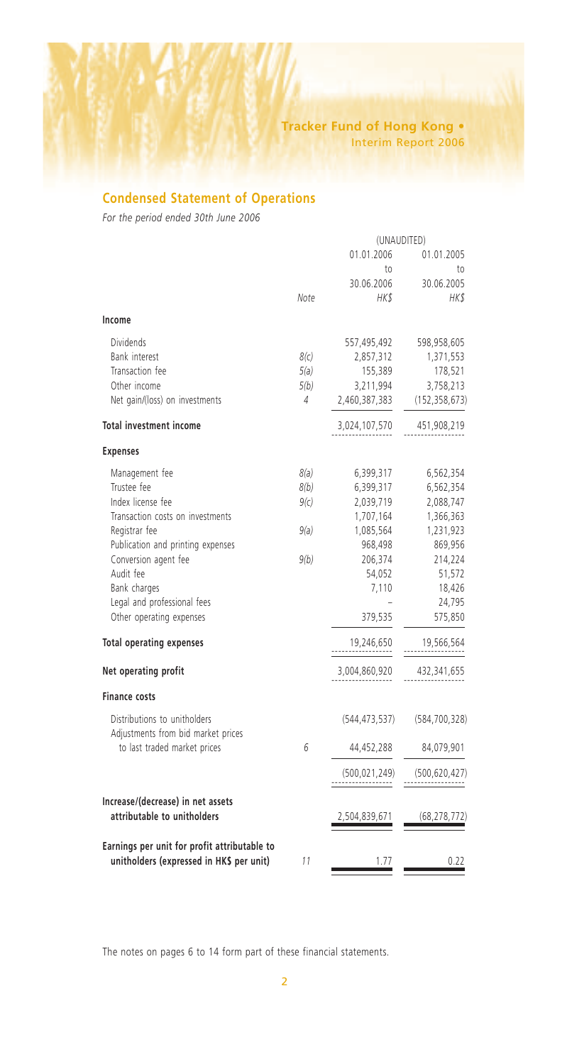## Condensed Statement of Operations

*For the period ended 30th June 2006*

| | Note | (UNAUDITED) 01.01.2006 to 30.06.2006 HK$ | 01.01.2005 to 30.06.2005 HK$ |
|---|---|---|---|
| **Income** | | | |
| Dividends | | 557,495,492 | 598,958,605 |
| Bank interest | 8(c) | 2,857,312 | 1,371,553 |
| Transaction fee | 5(a) | 155,389 | 178,521 |
| Other income | 5(b) | 3,211,994 | 3,758,213 |
| Net gain/(loss) on investments | 4 | 2,460,387,383 | (152,358,673) |
| **Total investment income** | | 3,024,107,570 | 451,908,219 |
| **Expenses** | | | |
| Management fee | 8(a) | 6,399,317 | 6,562,354 |
| Trustee fee | 8(b) | 6,399,317 | 6,562,354 |
| Index license fee | 9(c) | 2,039,719 | 2,088,747 |
| Transaction costs on investments | | 1,707,164 | 1,366,363 |
| Registrar fee | 9(a) | 1,085,564 | 1,231,923 |
| Publication and printing expenses | | 968,498 | 869,956 |
| Conversion agent fee | 9(b) | 206,374 | 214,224 |
| Audit fee | | 54,052 | 51,572 |
| Bank charges | | 7,110 | 18,426 |
| Legal and professional fees | | – | 24,795 |
| Other operating expenses | | 379,535 | 575,850 |
| **Total operating expenses** | | 19,246,650 | 19,566,564 |
| **Net operating profit** | | 3,004,860,920 | 432,341,655 |
| **Finance costs** | | | |
| Distributions to unitholders | | (544,473,537) | (584,700,328) |
| Adjustments from bid market prices to last traded market prices | 6 | 44,452,288 | 84,079,901 |
| | | (500,021,249) | (500,620,427) |
| **Increase/(decrease) in net assets attributable to unitholders** | | 2,504,839,671 | (68,278,772) |
| **Earnings per unit for profit attributable to unitholders (expressed in HK$ per unit)** | 11 | 1.77 | 0.22 |

The notes on pages 6 to 14 form part of these financial statements.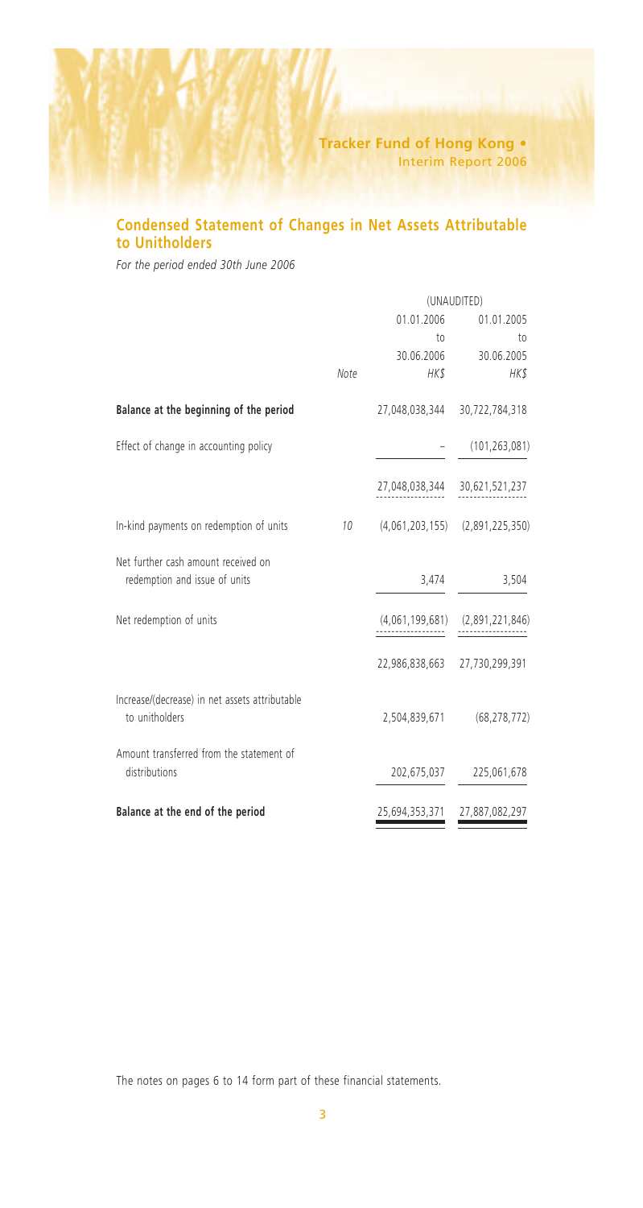## Condensed Statement of Changes in Net Assets Attributable to Unitholders

*For the period ended 30th June 2006*

| | Note | (UNAUDITED) 01.01.2006 to 30.06.2006 HK$ | 01.01.2005 to 30.06.2005 HK$ |
|---|---|---|---|
| **Balance at the beginning of the period** | | 27,048,038,344 | 30,722,784,318 |
| Effect of change in accounting policy | | – | (101,263,081) |
| | | 27,048,038,344 | 30,621,521,237 |
| In-kind payments on redemption of units | 10 | (4,061,203,155) | (2,891,225,350) |
| Net further cash amount received on redemption and issue of units | | 3,474 | 3,504 |
| Net redemption of units | | (4,061,199,681) | (2,891,221,846) |
| | | 22,986,838,663 | 27,730,299,391 |
| Increase/(decrease) in net assets attributable to unitholders | | 2,504,839,671 | (68,278,772) |
| Amount transferred from the statement of distributions | | 202,675,037 | 225,061,678 |
| **Balance at the end of the period** | | 25,694,353,371 | 27,887,082,297 |

The notes on pages 6 to 14 form part of these financial statements.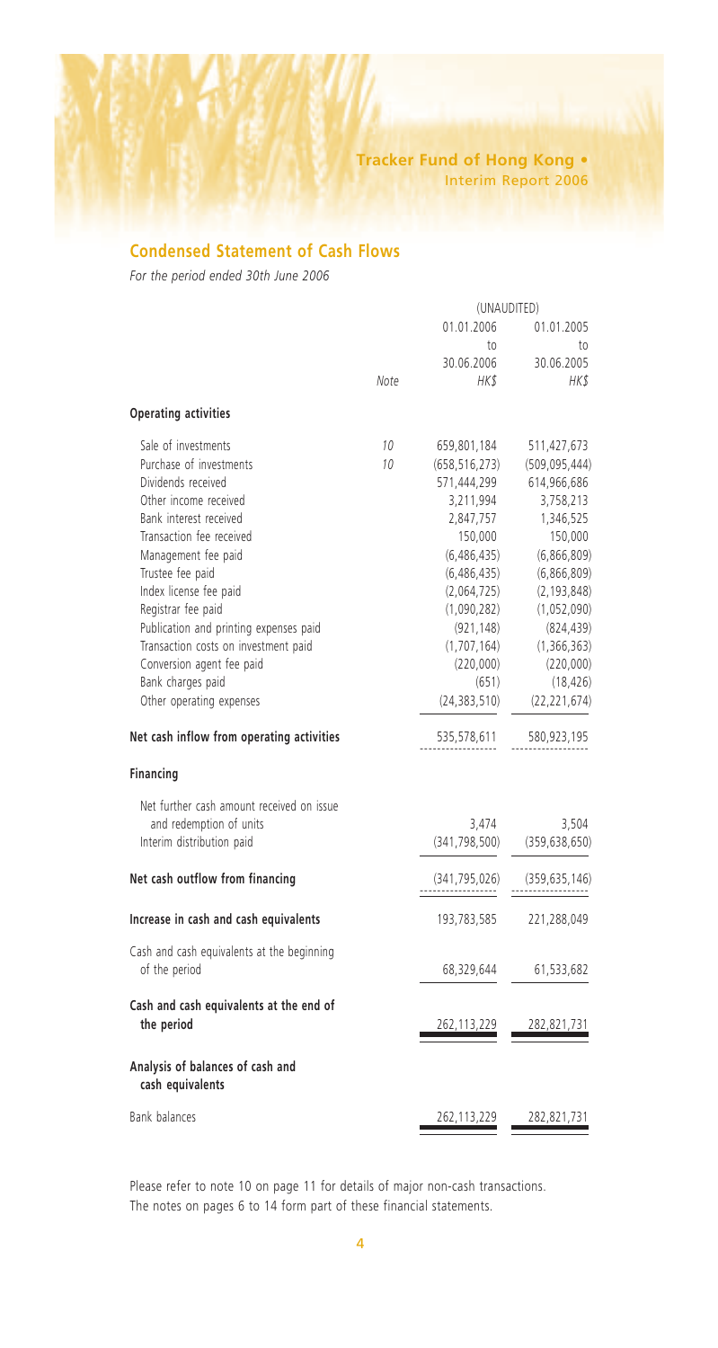## Condensed Statement of Cash Flows

*For the period ended 30th June 2006*

| | Note | (UNAUDITED) 01.01.2006 to 30.06.2006 HK$ | 01.01.2005 to 30.06.2005 HK$ |
|---|---|---|---|
| **Operating activities** | | | |
| Sale of investments | 10 | 659,801,184 | 511,427,673 |
| Purchase of investments | 10 | (658,516,273) | (509,095,444) |
| Dividends received | | 571,444,299 | 614,966,686 |
| Other income received | | 3,211,994 | 3,758,213 |
| Bank interest received | | 2,847,757 | 1,346,525 |
| Transaction fee received | | 150,000 | 150,000 |
| Management fee paid | | (6,486,435) | (6,866,809) |
| Trustee fee paid | | (6,486,435) | (6,866,809) |
| Index license fee paid | | (2,064,725) | (2,193,848) |
| Registrar fee paid | | (1,090,282) | (1,052,090) |
| Publication and printing expenses paid | | (921,148) | (824,439) |
| Transaction costs on investment paid | | (1,707,164) | (1,366,363) |
| Conversion agent fee paid | | (220,000) | (220,000) |
| Bank charges paid | | (651) | (18,426) |
| Other operating expenses | | (24,383,510) | (22,221,674) |
| **Net cash inflow from operating activities** | | 535,578,611 | 580,923,195 |
| **Financing** | | | |
| Net further cash amount received on issue and redemption of units | | 3,474 | 3,504 |
| Interim distribution paid | | (341,798,500) | (359,638,650) |
| **Net cash outflow from financing** | | (341,795,026) | (359,635,146) |
| **Increase in cash and cash equivalents** | | 193,783,585 | 221,288,049 |
| Cash and cash equivalents at the beginning of the period | | 68,329,644 | 61,533,682 |
| **Cash and cash equivalents at the end of the period** | | 262,113,229 | 282,821,731 |
| **Analysis of balances of cash and cash equivalents** | | | |
| Bank balances | | 262,113,229 | 282,821,731 |

Please refer to note 10 on page 11 for details of major non-cash transactions.
The notes on pages 6 to 14 form part of these financial statements.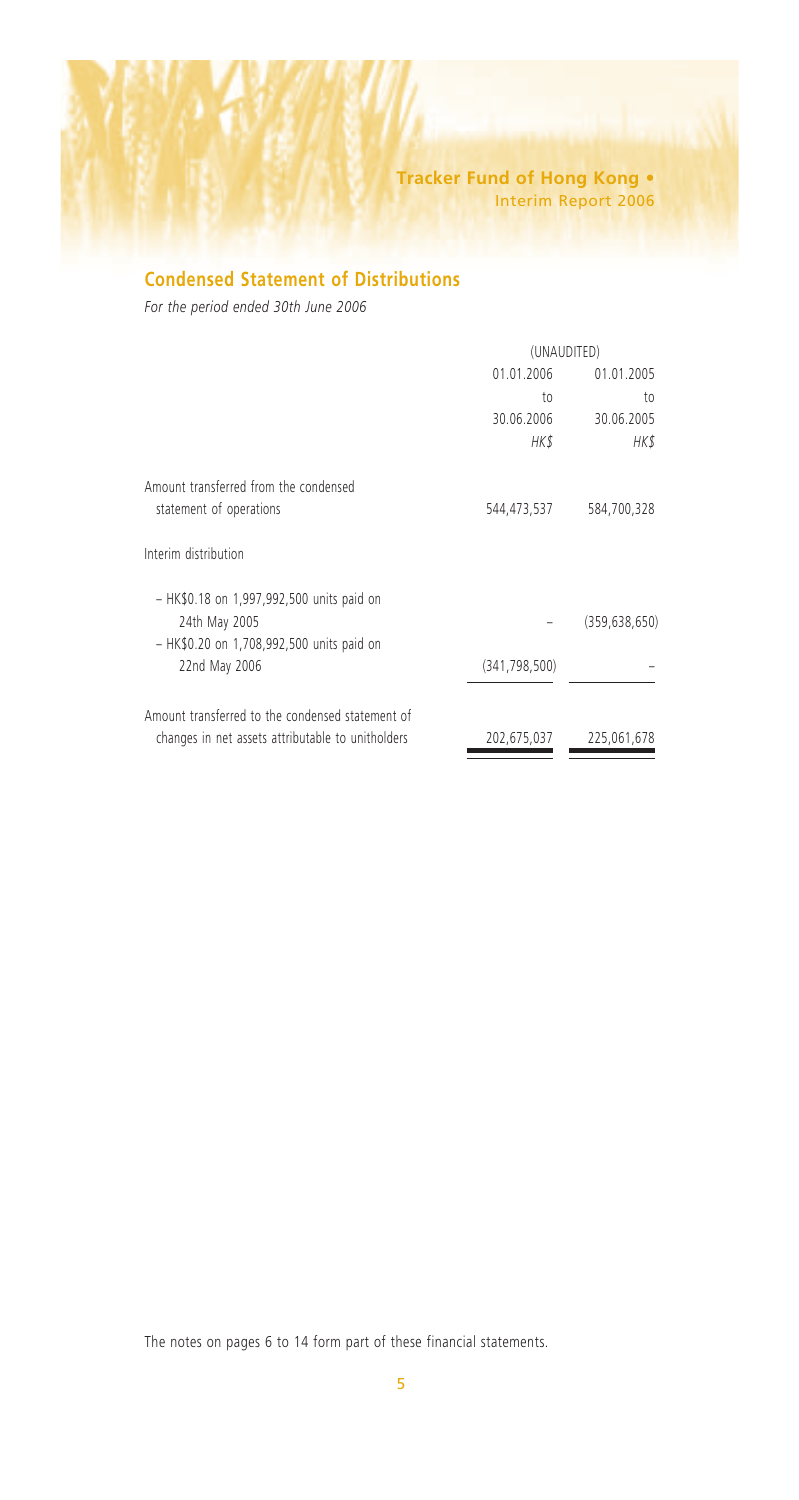## Condensed Statement of Distributions

*For the period ended 30th June 2006*

| | (UNAUDITED) | |
|---|---|---|
| | 01.01.2006 to 30.06.2006 | 01.01.2005 to 30.06.2005 |
| | *HK$* | *HK$* |
| Amount transferred from the condensed statement of operations | 544,473,537 | 584,700,328 |
| Interim distribution | | |
| – HK$0.18 on 1,997,992,500 units paid on 24th May 2005 | – | (359,638,650) |
| – HK$0.20 on 1,708,992,500 units paid on 22nd May 2006 | (341,798,500) | – |
| Amount transferred to the condensed statement of changes in net assets attributable to unitholders | 202,675,037 | 225,061,678 |

The notes on pages 6 to 14 form part of these financial statements.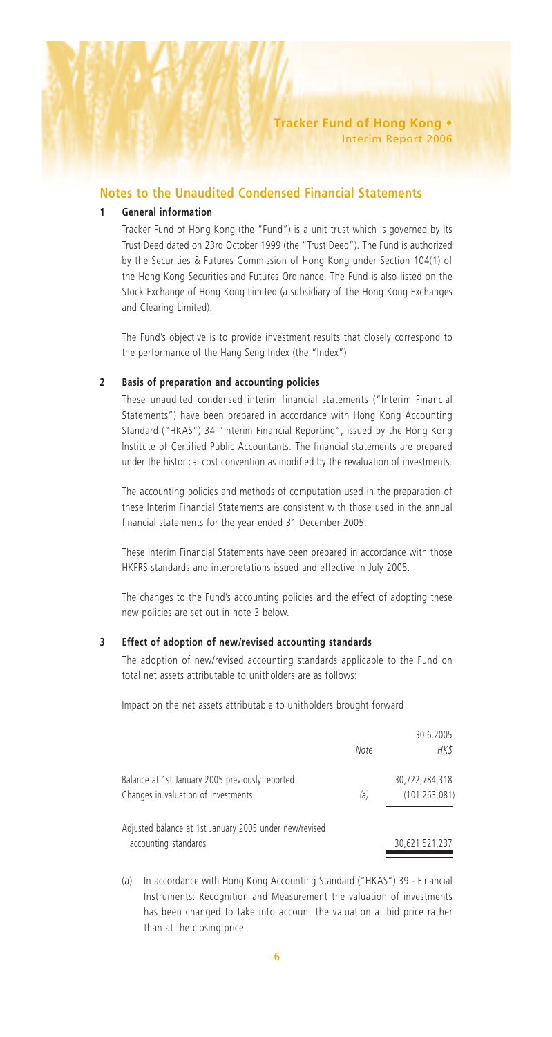## Notes to the Unaudited Condensed Financial Statements

### 1 General information

Tracker Fund of Hong Kong (the "Fund") is a unit trust which is governed by its Trust Deed dated on 23rd October 1999 (the "Trust Deed"). The Fund is authorized by the Securities & Futures Commission of Hong Kong under Section 104(1) of the Hong Kong Securities and Futures Ordinance. The Fund is also listed on the Stock Exchange of Hong Kong Limited (a subsidiary of The Hong Kong Exchanges and Clearing Limited).

The Fund's objective is to provide investment results that closely correspond to the performance of the Hang Seng Index (the "Index").

### 2 Basis of preparation and accounting policies

These unaudited condensed interim financial statements ("Interim Financial Statements") have been prepared in accordance with Hong Kong Accounting Standard ("HKAS") 34 "Interim Financial Reporting", issued by the Hong Kong Institute of Certified Public Accountants. The financial statements are prepared under the historical cost convention as modified by the revaluation of investments.

The accounting policies and methods of computation used in the preparation of these Interim Financial Statements are consistent with those used in the annual financial statements for the year ended 31 December 2005.

These Interim Financial Statements have been prepared in accordance with those HKFRS standards and interpretations issued and effective in July 2005.

The changes to the Fund's accounting policies and the effect of adopting these new policies are set out in note 3 below.

### 3 Effect of adoption of new/revised accounting standards

The adoption of new/revised accounting standards applicable to the Fund on total net assets attributable to unitholders are as follows:

Impact on the net assets attributable to unitholders brought forward

| | Note | 30.6.2005<br>*HK$* |
|---|---|---|
| Balance at 1st January 2005 previously reported | | 30,722,784,318 |
| Changes in valuation of investments | *(a)* | (101,263,081) |
| Adjusted balance at 1st January 2005 under new/revised accounting standards | | 30,621,521,237 |

(a) In accordance with Hong Kong Accounting Standard ("HKAS") 39 - Financial Instruments: Recognition and Measurement the valuation of investments has been changed to take into account the valuation at bid price rather than at the closing price.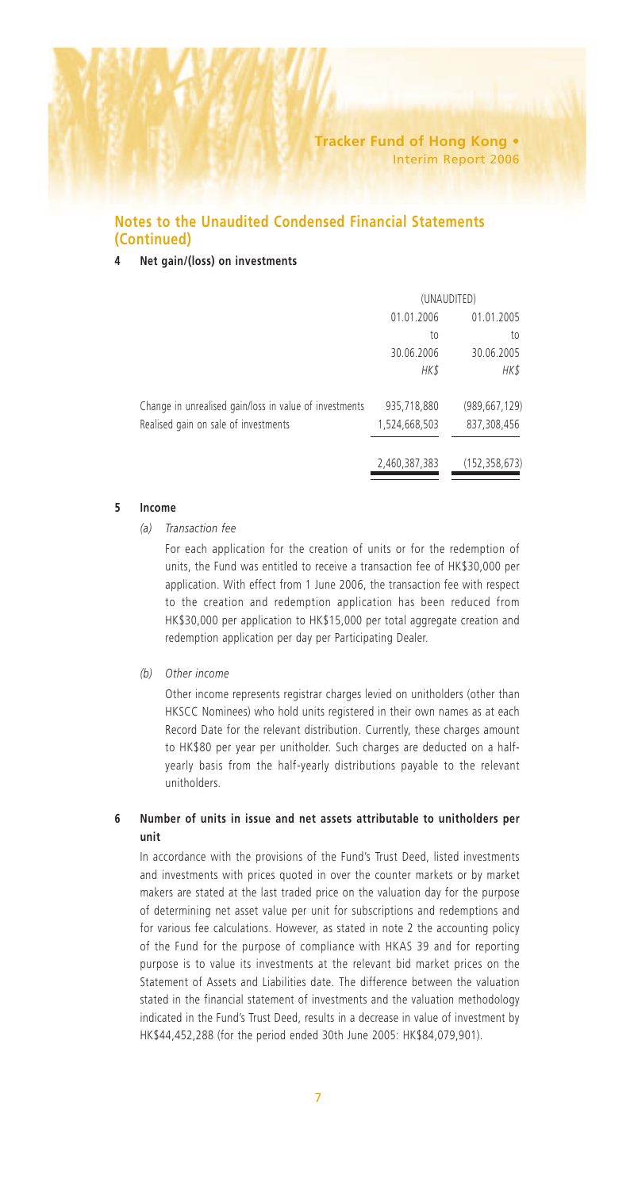## Notes to the Unaudited Condensed Financial Statements (Continued)

### 4 Net gain/(loss) on investments

| | (UNAUDITED) | |
|---|---|---|
| | 01.01.2006 to 30.06.2006 HK$ | 01.01.2005 to 30.06.2005 HK$ |
| Change in unrealised gain/loss in value of investments | 935,718,880 | (989,667,129) |
| Realised gain on sale of investments | 1,524,668,503 | 837,308,456 |
| | 2,460,387,383 | (152,358,673) |

### 5 Income

*(a) Transaction fee*

For each application for the creation of units or for the redemption of units, the Fund was entitled to receive a transaction fee of HK$30,000 per application. With effect from 1 June 2006, the transaction fee with respect to the creation and redemption application has been reduced from HK$30,000 per application to HK$15,000 per total aggregate creation and redemption application per day per Participating Dealer.

*(b) Other income*

Other income represents registrar charges levied on unitholders (other than HKSCC Nominees) who hold units registered in their own names as at each Record Date for the relevant distribution. Currently, these charges amount to HK$80 per year per unitholder. Such charges are deducted on a half-yearly basis from the half-yearly distributions payable to the relevant unitholders.

### 6 Number of units in issue and net assets attributable to unitholders per unit

In accordance with the provisions of the Fund's Trust Deed, listed investments and investments with prices quoted in over the counter markets or by market makers are stated at the last traded price on the valuation day for the purpose of determining net asset value per unit for subscriptions and redemptions and for various fee calculations. However, as stated in note 2 the accounting policy of the Fund for the purpose of compliance with HKAS 39 and for reporting purpose is to value its investments at the relevant bid market prices on the Statement of Assets and Liabilities date. The difference between the valuation stated in the financial statement of investments and the valuation methodology indicated in the Fund's Trust Deed, results in a decrease in value of investment by HK$44,452,288 (for the period ended 30th June 2005: HK$84,079,901).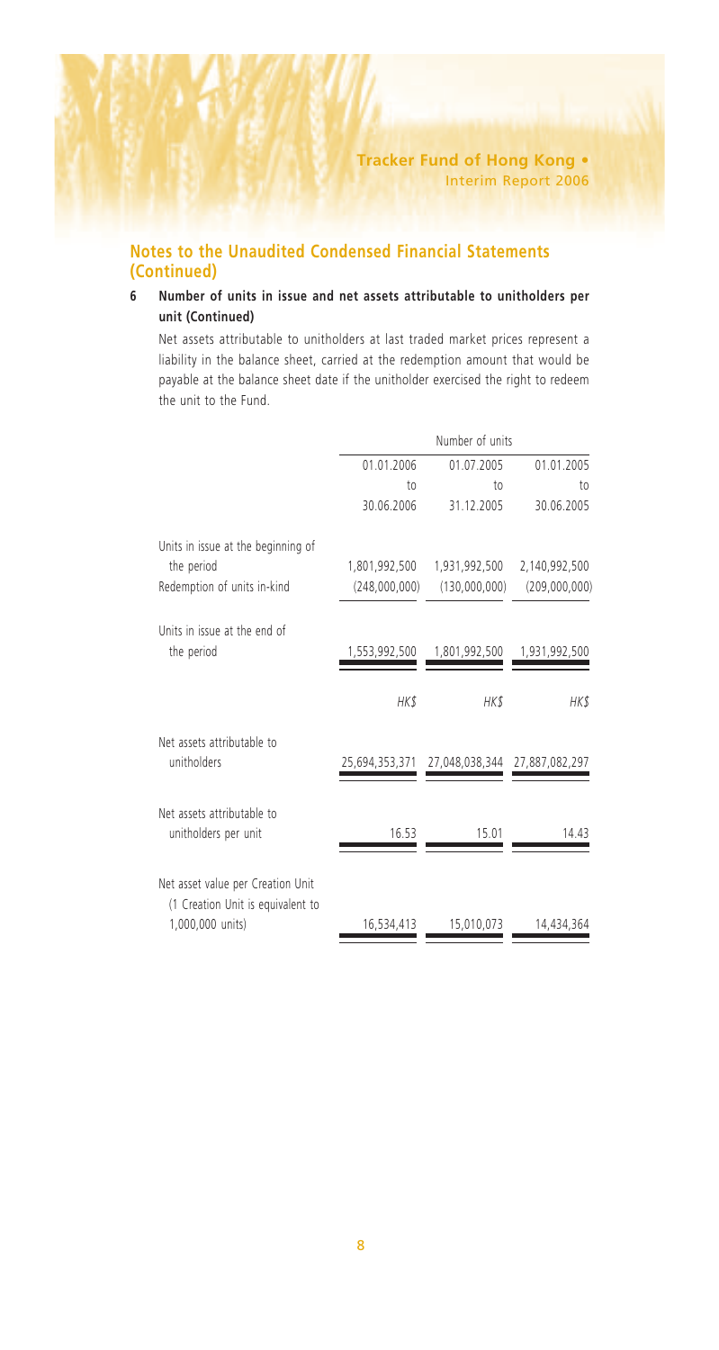## Notes to the Unaudited Condensed Financial Statements (Continued)

### 6 Number of units in issue and net assets attributable to unitholders per unit (Continued)

Net assets attributable to unitholders at last traded market prices represent a liability in the balance sheet, carried at the redemption amount that would be payable at the balance sheet date if the unitholder exercised the right to redeem the unit to the Fund.

| | Number of units | | |
|---|---|---|---|
| | 01.01.2006 to 30.06.2006 | 01.07.2005 to 31.12.2005 | 01.01.2005 to 30.06.2005 |
| Units in issue at the beginning of the period | 1,801,992,500 | 1,931,992,500 | 2,140,992,500 |
| Redemption of units in-kind | (248,000,000) | (130,000,000) | (209,000,000) |
| Units in issue at the end of the period | 1,553,992,500 | 1,801,992,500 | 1,931,992,500 |
| | *HK$* | *HK$* | *HK$* |
| Net assets attributable to unitholders | 25,694,353,371 | 27,048,038,344 | 27,887,082,297 |
| Net assets attributable to unitholders per unit | 16.53 | 15.01 | 14.43 |
| Net asset value per Creation Unit (1 Creation Unit is equivalent to 1,000,000 units) | 16,534,413 | 15,010,073 | 14,434,364 |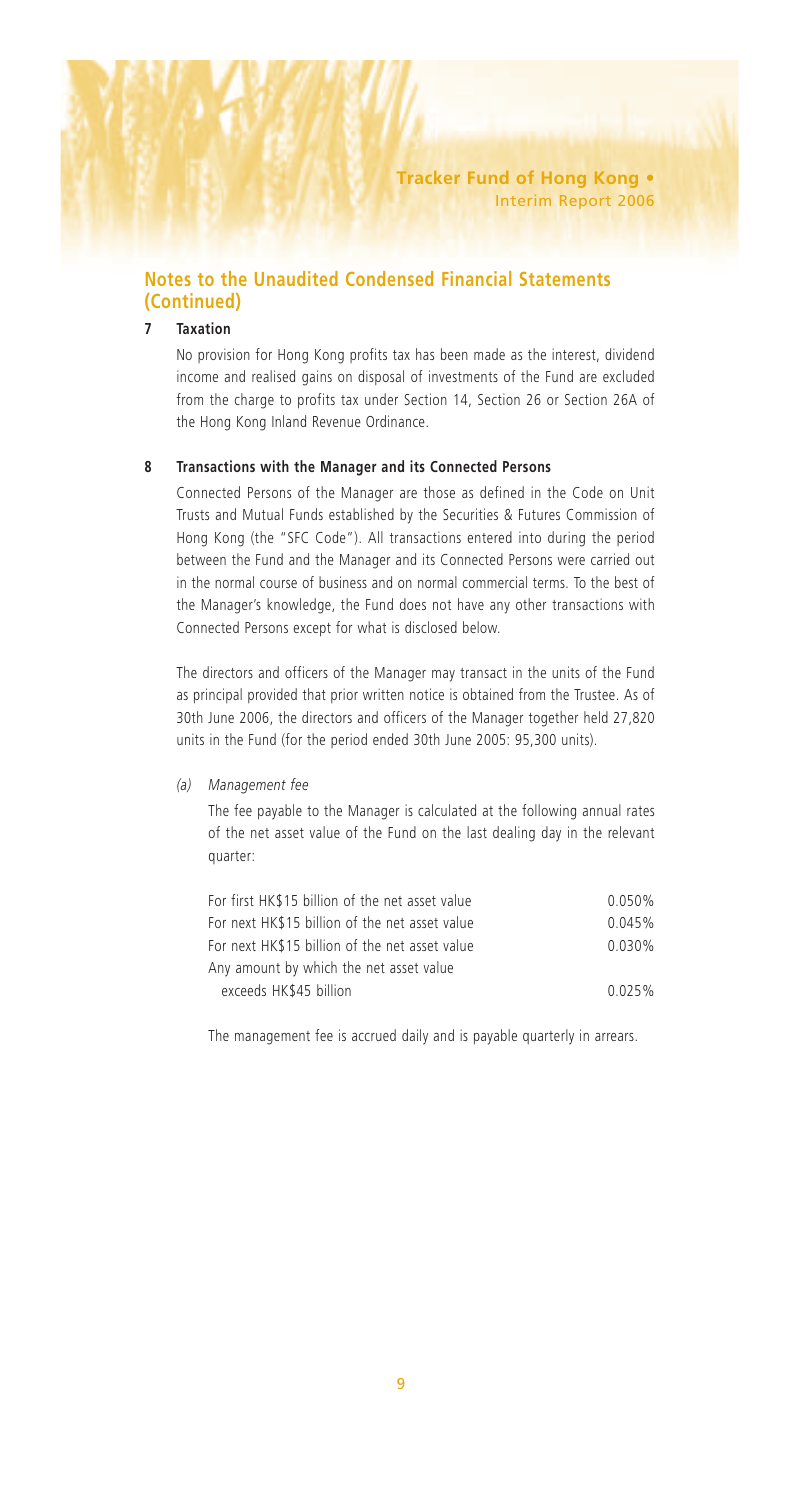## Notes to the Unaudited Condensed Financial Statements (Continued)

### 7 Taxation

No provision for Hong Kong profits tax has been made as the interest, dividend income and realised gains on disposal of investments of the Fund are excluded from the charge to profits tax under Section 14, Section 26 or Section 26A of the Hong Kong Inland Revenue Ordinance.

### 8 Transactions with the Manager and its Connected Persons

Connected Persons of the Manager are those as defined in the Code on Unit Trusts and Mutual Funds established by the Securities & Futures Commission of Hong Kong (the "SFC Code"). All transactions entered into during the period between the Fund and the Manager and its Connected Persons were carried out in the normal course of business and on normal commercial terms. To the best of the Manager's knowledge, the Fund does not have any other transactions with Connected Persons except for what is disclosed below.

The directors and officers of the Manager may transact in the units of the Fund as principal provided that prior written notice is obtained from the Trustee. As of 30th June 2006, the directors and officers of the Manager together held 27,820 units in the Fund (for the period ended 30th June 2005: 95,300 units).

*(a) Management fee*

The fee payable to the Manager is calculated at the following annual rates of the net asset value of the Fund on the last dealing day in the relevant quarter:

| | |
|---|---|
| For first HK$15 billion of the net asset value | 0.050% |
| For next HK$15 billion of the net asset value | 0.045% |
| For next HK$15 billion of the net asset value | 0.030% |
| Any amount by which the net asset value exceeds HK$45 billion | 0.025% |

The management fee is accrued daily and is payable quarterly in arrears.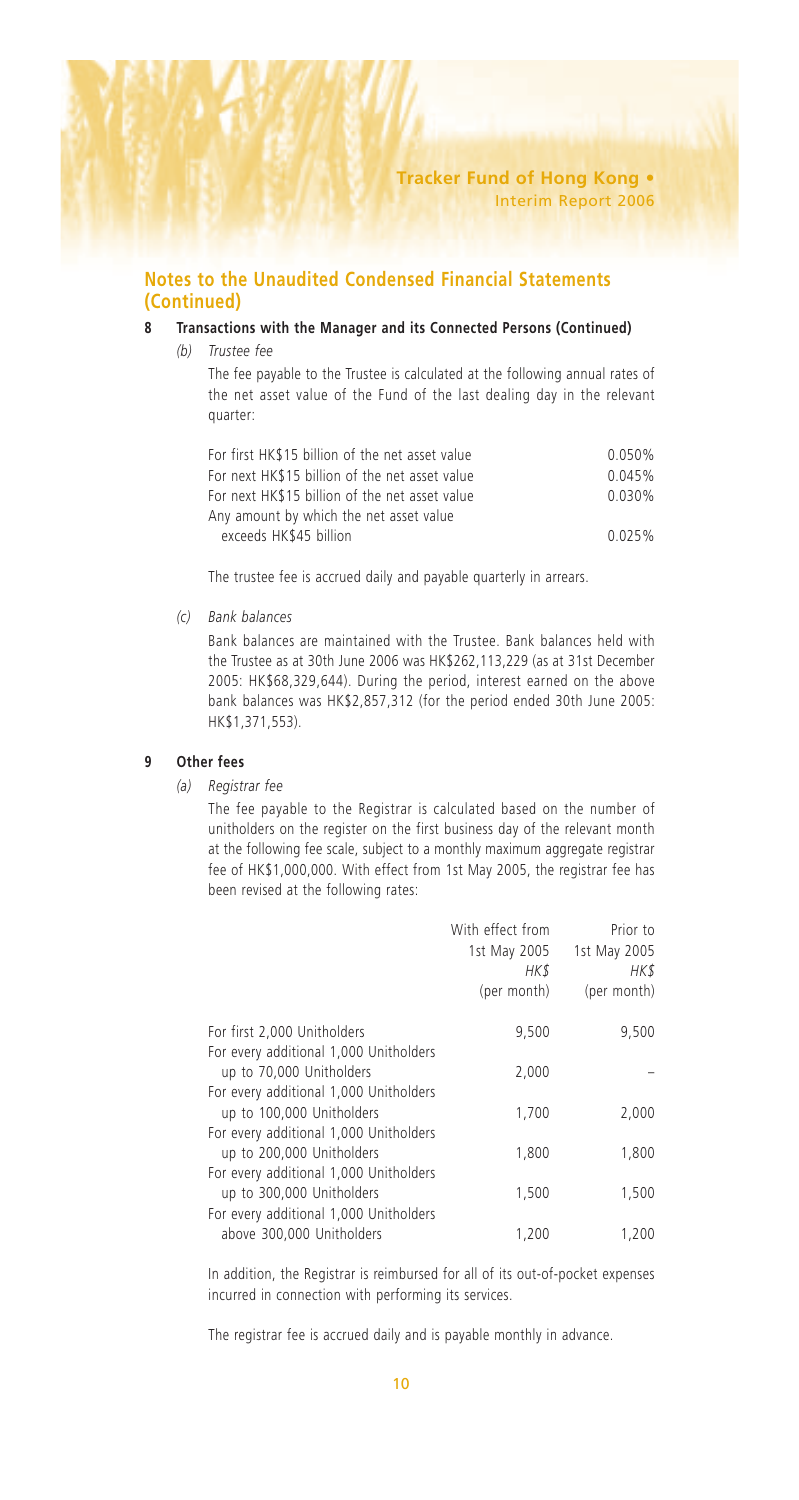## Notes to the Unaudited Condensed Financial Statements (Continued)

### 8 Transactions with the Manager and its Connected Persons (Continued)

*(b) Trustee fee*

The fee payable to the Trustee is calculated at the following annual rates of the net asset value of the Fund of the last dealing day in the relevant quarter:

| | |
|---|---|
| For first HK$15 billion of the net asset value | 0.050% |
| For next HK$15 billion of the net asset value | 0.045% |
| For next HK$15 billion of the net asset value | 0.030% |
| Any amount by which the net asset value exceeds HK$45 billion | 0.025% |

The trustee fee is accrued daily and payable quarterly in arrears.

*(c) Bank balances*

Bank balances are maintained with the Trustee. Bank balances held with the Trustee as at 30th June 2006 was HK$262,113,229 (as at 31st December 2005: HK$68,329,644). During the period, interest earned on the above bank balances was HK$2,857,312 (for the period ended 30th June 2005: HK$1,371,553).

### 9 Other fees

*(a) Registrar fee*

The fee payable to the Registrar is calculated based on the number of unitholders on the register on the first business day of the relevant month at the following fee scale, subject to a monthly maximum aggregate registrar fee of HK$1,000,000. With effect from 1st May 2005, the registrar fee has been revised at the following rates:

| | With effect from 1st May 2005 *HK$* (per month) | Prior to 1st May 2005 *HK$* (per month) |
|---|---|---|
| For first 2,000 Unitholders | 9,500 | 9,500 |
| For every additional 1,000 Unitholders up to 70,000 Unitholders | 2,000 | – |
| For every additional 1,000 Unitholders up to 100,000 Unitholders | 1,700 | 2,000 |
| For every additional 1,000 Unitholders up to 200,000 Unitholders | 1,800 | 1,800 |
| For every additional 1,000 Unitholders up to 300,000 Unitholders | 1,500 | 1,500 |
| For every additional 1,000 Unitholders above 300,000 Unitholders | 1,200 | 1,200 |

In addition, the Registrar is reimbursed for all of its out-of-pocket expenses incurred in connection with performing its services.

The registrar fee is accrued daily and is payable monthly in advance.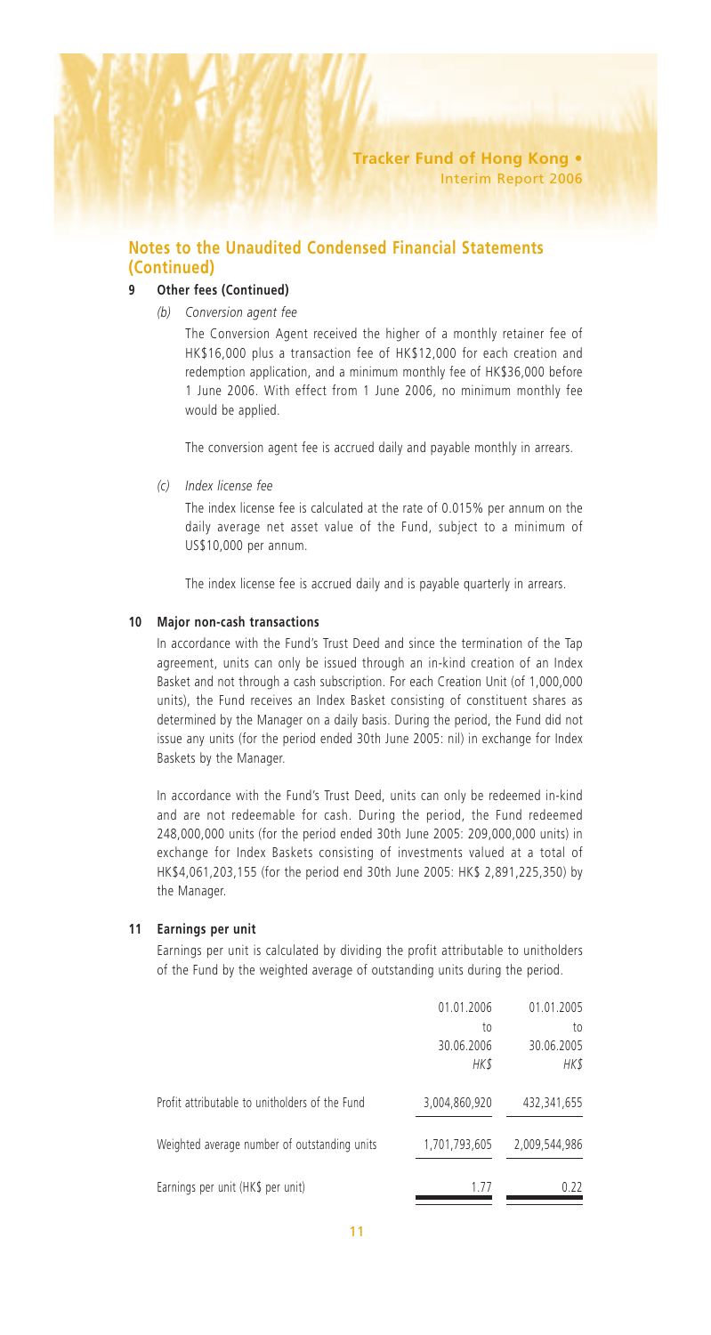## Notes to the Unaudited Condensed Financial Statements (Continued)

### 9 Other fees (Continued)

*(b) Conversion agent fee*

The Conversion Agent received the higher of a monthly retainer fee of HK$16,000 plus a transaction fee of HK$12,000 for each creation and redemption application, and a minimum monthly fee of HK$36,000 before 1 June 2006. With effect from 1 June 2006, no minimum monthly fee would be applied.

The conversion agent fee is accrued daily and payable monthly in arrears.

*(c) Index license fee*

The index license fee is calculated at the rate of 0.015% per annum on the daily average net asset value of the Fund, subject to a minimum of US$10,000 per annum.

The index license fee is accrued daily and is payable quarterly in arrears.

### 10 Major non-cash transactions

In accordance with the Fund's Trust Deed and since the termination of the Tap agreement, units can only be issued through an in-kind creation of an Index Basket and not through a cash subscription. For each Creation Unit (of 1,000,000 units), the Fund receives an Index Basket consisting of constituent shares as determined by the Manager on a daily basis. During the period, the Fund did not issue any units (for the period ended 30th June 2005: nil) in exchange for Index Baskets by the Manager.

In accordance with the Fund's Trust Deed, units can only be redeemed in-kind and are not redeemable for cash. During the period, the Fund redeemed 248,000,000 units (for the period ended 30th June 2005: 209,000,000 units) in exchange for Index Baskets consisting of investments valued at a total of HK$4,061,203,155 (for the period end 30th June 2005: HK$ 2,891,225,350) by the Manager.

### 11 Earnings per unit

Earnings per unit is calculated by dividing the profit attributable to unitholders of the Fund by the weighted average of outstanding units during the period.

| | 01.01.2006 to 30.06.2006 *HK$* | 01.01.2005 to 30.06.2005 *HK$* |
|---|---|---|
| Profit attributable to unitholders of the Fund | 3,004,860,920 | 432,341,655 |
| Weighted average number of outstanding units | 1,701,793,605 | 2,009,544,986 |
| Earnings per unit (HK$ per unit) | 1.77 | 0.22 |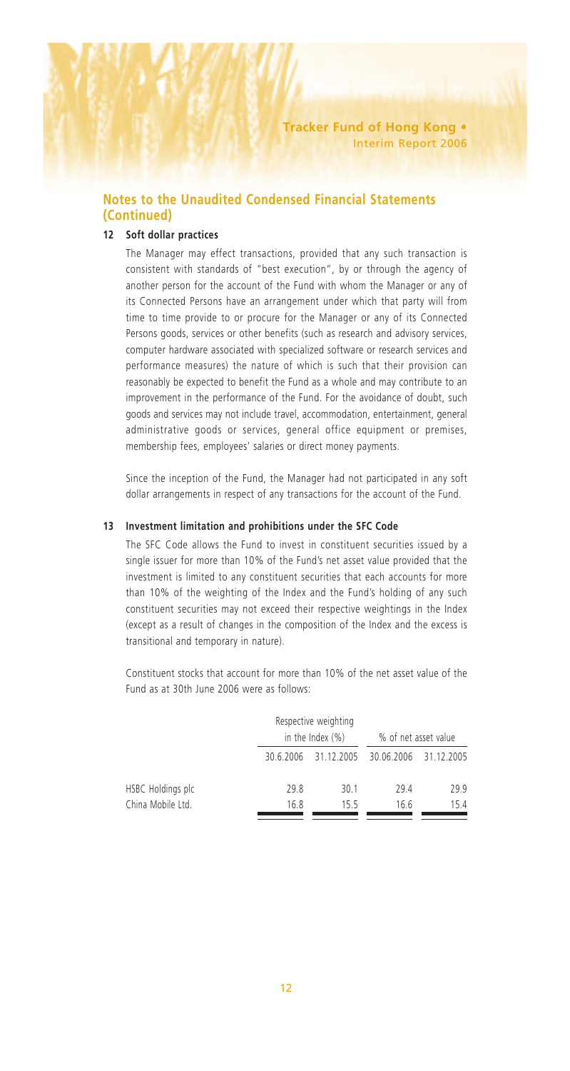## Notes to the Unaudited Condensed Financial Statements (Continued)

### 12 Soft dollar practices

The Manager may effect transactions, provided that any such transaction is consistent with standards of "best execution", by or through the agency of another person for the account of the Fund with whom the Manager or any of its Connected Persons have an arrangement under which that party will from time to time provide to or procure for the Manager or any of its Connected Persons goods, services or other benefits (such as research and advisory services, computer hardware associated with specialized software or research services and performance measures) the nature of which is such that their provision can reasonably be expected to benefit the Fund as a whole and may contribute to an improvement in the performance of the Fund. For the avoidance of doubt, such goods and services may not include travel, accommodation, entertainment, general administrative goods or services, general office equipment or premises, membership fees, employees' salaries or direct money payments.

Since the inception of the Fund, the Manager had not participated in any soft dollar arrangements in respect of any transactions for the account of the Fund.

### 13 Investment limitation and prohibitions under the SFC Code

The SFC Code allows the Fund to invest in constituent securities issued by a single issuer for more than 10% of the Fund's net asset value provided that the investment is limited to any constituent securities that each accounts for more than 10% of the weighting of the Index and the Fund's holding of any such constituent securities may not exceed their respective weightings in the Index (except as a result of changes in the composition of the Index and the excess is transitional and temporary in nature).

Constituent stocks that account for more than 10% of the net asset value of the Fund as at 30th June 2006 were as follows:

| | Respective weighting in the Index (%) | | % of net asset value | |
|---|---|---|---|---|
| | 30.6.2006 | 31.12.2005 | 30.06.2006 | 31.12.2005 |
| HSBC Holdings plc | 29.8 | 30.1 | 29.4 | 29.9 |
| China Mobile Ltd. | 16.8 | 15.5 | 16.6 | 15.4 |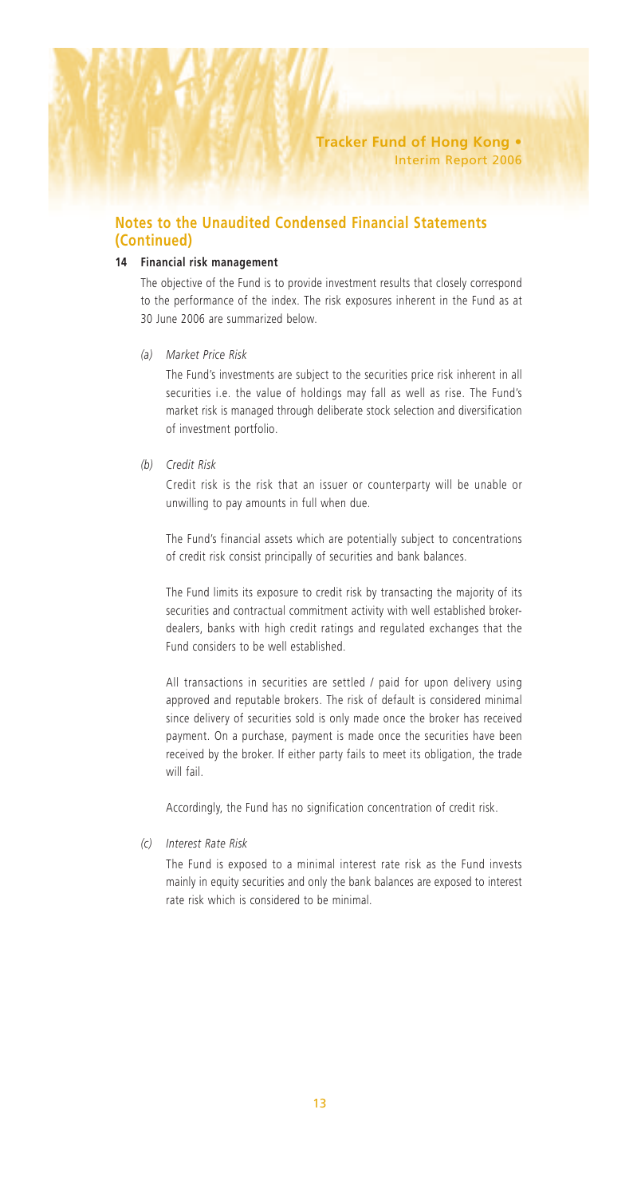## Notes to the Unaudited Condensed Financial Statements (Continued)

**14 Financial risk management**

The objective of the Fund is to provide investment results that closely correspond to the performance of the index. The risk exposures inherent in the Fund as at 30 June 2006 are summarized below.

*(a) Market Price Risk*

The Fund's investments are subject to the securities price risk inherent in all securities i.e. the value of holdings may fall as well as rise. The Fund's market risk is managed through deliberate stock selection and diversification of investment portfolio.

*(b) Credit Risk*

Credit risk is the risk that an issuer or counterparty will be unable or unwilling to pay amounts in full when due.

The Fund's financial assets which are potentially subject to concentrations of credit risk consist principally of securities and bank balances.

The Fund limits its exposure to credit risk by transacting the majority of its securities and contractual commitment activity with well established broker-dealers, banks with high credit ratings and regulated exchanges that the Fund considers to be well established.

All transactions in securities are settled / paid for upon delivery using approved and reputable brokers. The risk of default is considered minimal since delivery of securities sold is only made once the broker has received payment. On a purchase, payment is made once the securities have been received by the broker. If either party fails to meet its obligation, the trade will fail.

Accordingly, the Fund has no signification concentration of credit risk.

*(c) Interest Rate Risk*

The Fund is exposed to a minimal interest rate risk as the Fund invests mainly in equity securities and only the bank balances are exposed to interest rate risk which is considered to be minimal.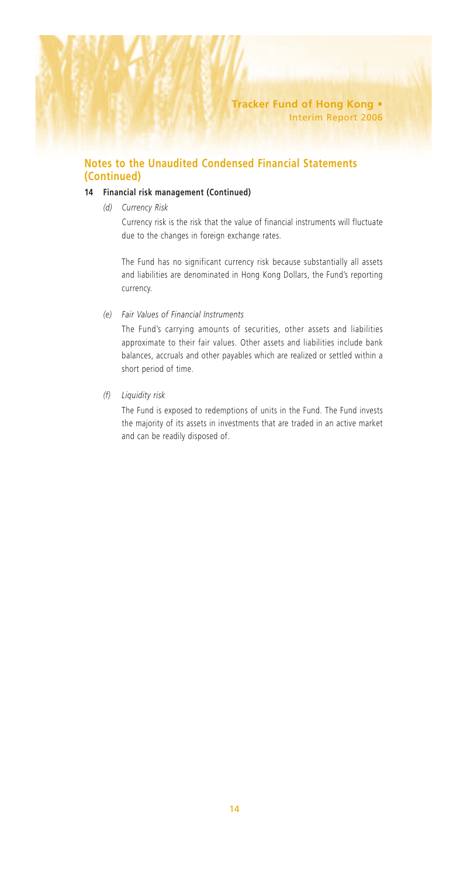## Notes to the Unaudited Condensed Financial Statements (Continued)

**14 Financial risk management (Continued)**

*(d) Currency Risk*

Currency risk is the risk that the value of financial instruments will fluctuate due to the changes in foreign exchange rates.

The Fund has no significant currency risk because substantially all assets and liabilities are denominated in Hong Kong Dollars, the Fund's reporting currency.

*(e) Fair Values of Financial Instruments*

The Fund's carrying amounts of securities, other assets and liabilities approximate to their fair values. Other assets and liabilities include bank balances, accruals and other payables which are realized or settled within a short period of time.

*(f) Liquidity risk*

The Fund is exposed to redemptions of units in the Fund. The Fund invests the majority of its assets in investments that are traded in an active market and can be readily disposed of.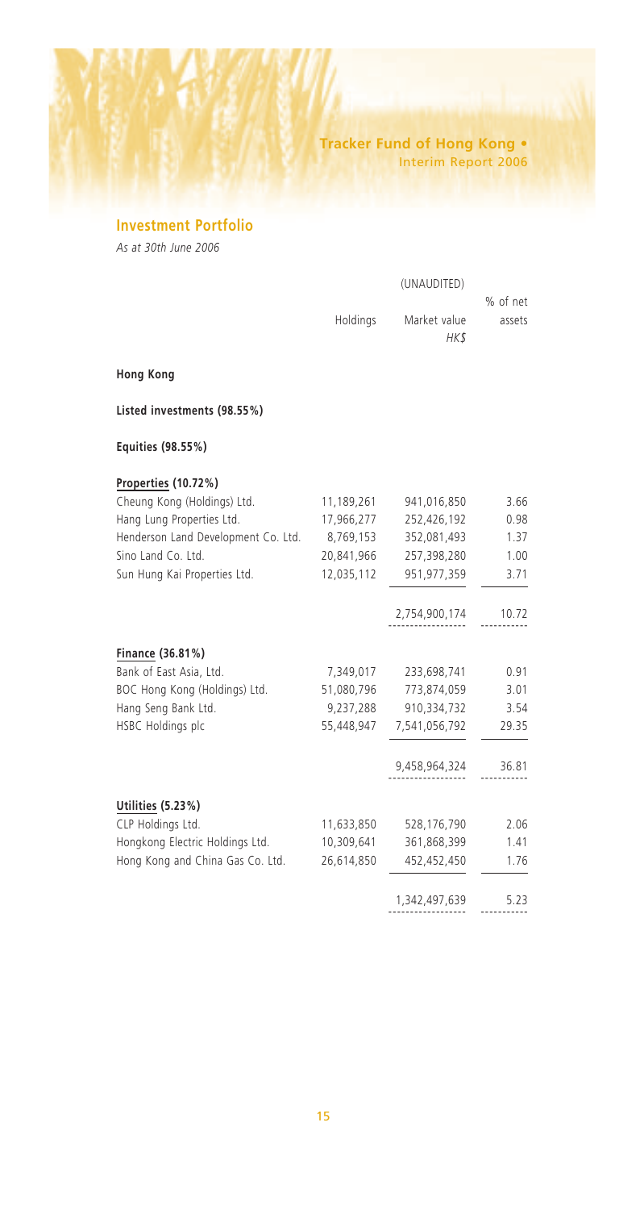## Investment Portfolio

*As at 30th June 2006*

| | | (UNAUDITED) | |
|---|---|---|---|
| | Holdings | Market value *HK$* | % of net assets |
| **Hong Kong** | | | |
| **Listed investments (98.55%)** | | | |
| **Equities (98.55%)** | | | |
| **Properties (10.72%)** | | | |
| Cheung Kong (Holdings) Ltd. | 11,189,261 | 941,016,850 | 3.66 |
| Hang Lung Properties Ltd. | 17,966,277 | 252,426,192 | 0.98 |
| Henderson Land Development Co. Ltd. | 8,769,153 | 352,081,493 | 1.37 |
| Sino Land Co. Ltd. | 20,841,966 | 257,398,280 | 1.00 |
| Sun Hung Kai Properties Ltd. | 12,035,112 | 951,977,359 | 3.71 |
| | | 2,754,900,174 | 10.72 |
| **Finance (36.81%)** | | | |
| Bank of East Asia, Ltd. | 7,349,017 | 233,698,741 | 0.91 |
| BOC Hong Kong (Holdings) Ltd. | 51,080,796 | 773,874,059 | 3.01 |
| Hang Seng Bank Ltd. | 9,237,288 | 910,334,732 | 3.54 |
| HSBC Holdings plc | 55,448,947 | 7,541,056,792 | 29.35 |
| | | 9,458,964,324 | 36.81 |
| **Utilities (5.23%)** | | | |
| CLP Holdings Ltd. | 11,633,850 | 528,176,790 | 2.06 |
| Hongkong Electric Holdings Ltd. | 10,309,641 | 361,868,399 | 1.41 |
| Hong Kong and China Gas Co. Ltd. | 26,614,850 | 452,452,450 | 1.76 |
| | | 1,342,497,639 | 5.23 |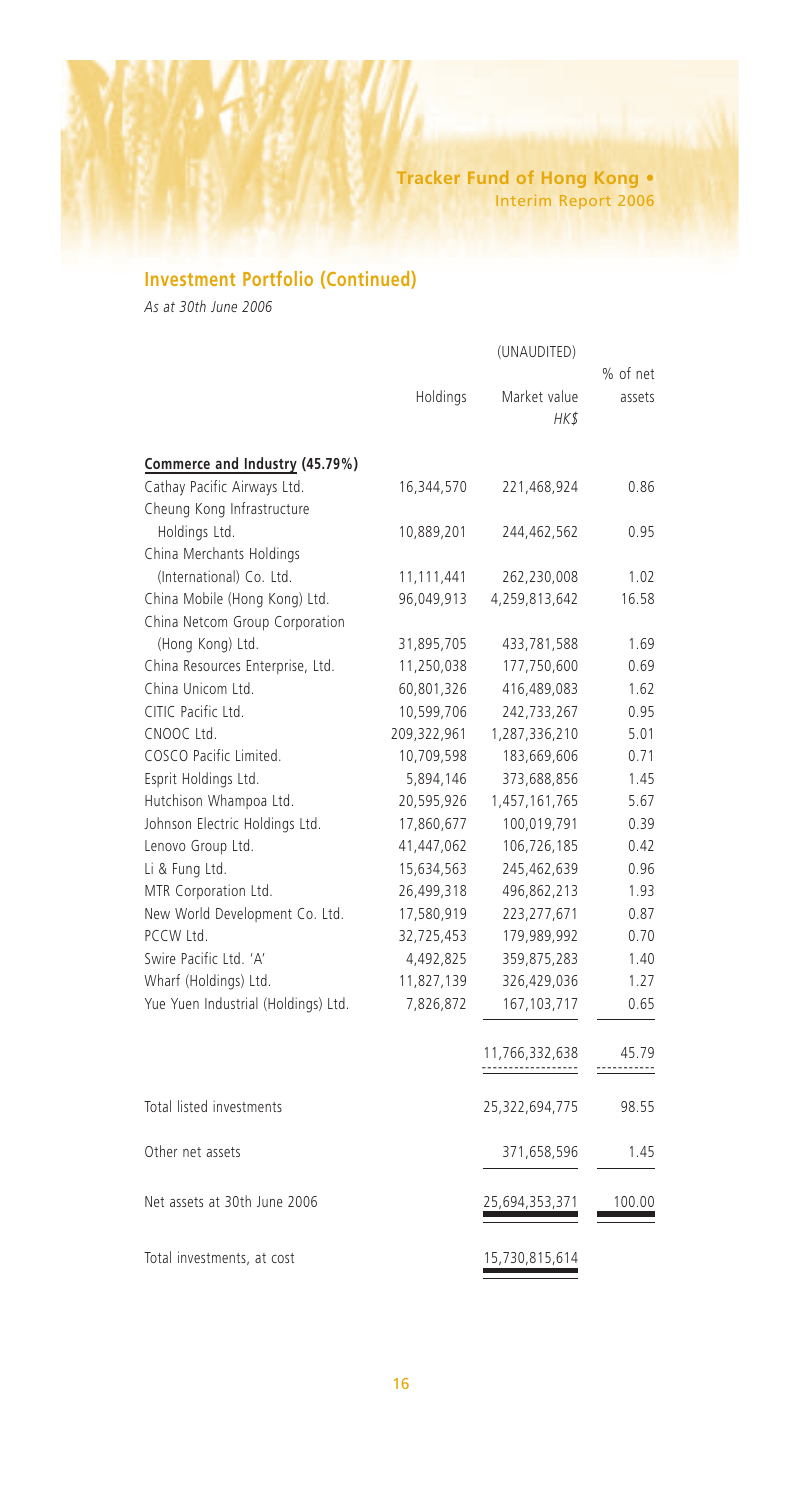## Investment Portfolio (Continued)

*As at 30th June 2006*

| | Holdings | (UNAUDITED) Market value HK$ | % of net assets |
|---|---|---|---|
| **Commerce and Industry (45.79%)** | | | |
| Cathay Pacific Airways Ltd. | 16,344,570 | 221,468,924 | 0.86 |
| Cheung Kong Infrastructure Holdings Ltd. | 10,889,201 | 244,462,562 | 0.95 |
| China Merchants Holdings (International) Co. Ltd. | 11,111,441 | 262,230,008 | 1.02 |
| China Mobile (Hong Kong) Ltd. | 96,049,913 | 4,259,813,642 | 16.58 |
| China Netcom Group Corporation (Hong Kong) Ltd. | 31,895,705 | 433,781,588 | 1.69 |
| China Resources Enterprise, Ltd. | 11,250,038 | 177,750,600 | 0.69 |
| China Unicom Ltd. | 60,801,326 | 416,489,083 | 1.62 |
| CITIC Pacific Ltd. | 10,599,706 | 242,733,267 | 0.95 |
| CNOOC Ltd. | 209,322,961 | 1,287,336,210 | 5.01 |
| COSCO Pacific Limited. | 10,709,598 | 183,669,606 | 0.71 |
| Esprit Holdings Ltd. | 5,894,146 | 373,688,856 | 1.45 |
| Hutchison Whampoa Ltd. | 20,595,926 | 1,457,161,765 | 5.67 |
| Johnson Electric Holdings Ltd. | 17,860,677 | 100,019,791 | 0.39 |
| Lenovo Group Ltd. | 41,447,062 | 106,726,185 | 0.42 |
| Li & Fung Ltd. | 15,634,563 | 245,462,639 | 0.96 |
| MTR Corporation Ltd. | 26,499,318 | 496,862,213 | 1.93 |
| New World Development Co. Ltd. | 17,580,919 | 223,277,671 | 0.87 |
| PCCW Ltd. | 32,725,453 | 179,989,992 | 0.70 |
| Swire Pacific Ltd. 'A' | 4,492,825 | 359,875,283 | 1.40 |
| Wharf (Holdings) Ltd. | 11,827,139 | 326,429,036 | 1.27 |
| Yue Yuen Industrial (Holdings) Ltd. | 7,826,872 | 167,103,717 | 0.65 |
| | | 11,766,332,638 | 45.79 |
| Total listed investments | | 25,322,694,775 | 98.55 |
| Other net assets | | 371,658,596 | 1.45 |
| Net assets at 30th June 2006 | | 25,694,353,371 | 100.00 |
| Total investments, at cost | | 15,730,815,614 | |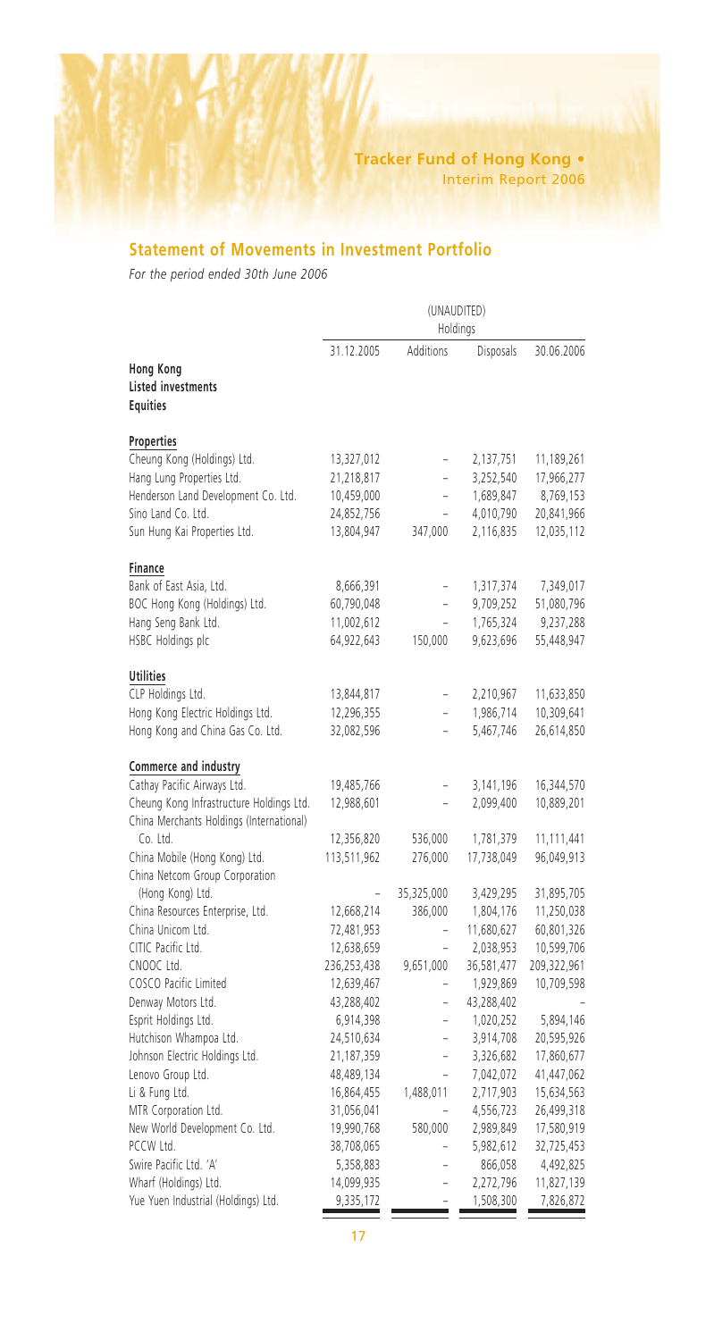## Statement of Movements in Investment Portfolio

*For the period ended 30th June 2006*

| | (UNAUDITED) Holdings | | | |
|---|---|---|---|---|
| | 31.12.2005 | Additions | Disposals | 30.06.2006 |
| **Hong Kong** | | | | |
| **Listed investments** | | | | |
| **Equities** | | | | |
| **Properties** | | | | |
| Cheung Kong (Holdings) Ltd. | 13,327,012 | – | 2,137,751 | 11,189,261 |
| Hang Lung Properties Ltd. | 21,218,817 | – | 3,252,540 | 17,966,277 |
| Henderson Land Development Co. Ltd. | 10,459,000 | – | 1,689,847 | 8,769,153 |
| Sino Land Co. Ltd. | 24,852,756 | – | 4,010,790 | 20,841,966 |
| Sun Hung Kai Properties Ltd. | 13,804,947 | 347,000 | 2,116,835 | 12,035,112 |
| **Finance** | | | | |
| Bank of East Asia, Ltd. | 8,666,391 | – | 1,317,374 | 7,349,017 |
| BOC Hong Kong (Holdings) Ltd. | 60,790,048 | – | 9,709,252 | 51,080,796 |
| Hang Seng Bank Ltd. | 11,002,612 | – | 1,765,324 | 9,237,288 |
| HSBC Holdings plc | 64,922,643 | 150,000 | 9,623,696 | 55,448,947 |
| **Utilities** | | | | |
| CLP Holdings Ltd. | 13,844,817 | – | 2,210,967 | 11,633,850 |
| Hong Kong Electric Holdings Ltd. | 12,296,355 | – | 1,986,714 | 10,309,641 |
| Hong Kong and China Gas Co. Ltd. | 32,082,596 | – | 5,467,746 | 26,614,850 |
| **Commerce and industry** | | | | |
| Cathay Pacific Airways Ltd. | 19,485,766 | – | 3,141,196 | 16,344,570 |
| Cheung Kong Infrastructure Holdings Ltd. | 12,988,601 | – | 2,099,400 | 10,889,201 |
| China Merchants Holdings (International) Co. Ltd. | 12,356,820 | 536,000 | 1,781,379 | 11,111,441 |
| China Mobile (Hong Kong) Ltd. | 113,511,962 | 276,000 | 17,738,049 | 96,049,913 |
| China Netcom Group Corporation (Hong Kong) Ltd. | – | 35,325,000 | 3,429,295 | 31,895,705 |
| China Resources Enterprise, Ltd. | 12,668,214 | 386,000 | 1,804,176 | 11,250,038 |
| China Unicom Ltd. | 72,481,953 | – | 11,680,627 | 60,801,326 |
| CITIC Pacific Ltd. | 12,638,659 | – | 2,038,953 | 10,599,706 |
| CNOOC Ltd. | 236,253,438 | 9,651,000 | 36,581,477 | 209,322,961 |
| COSCO Pacific Limited | 12,639,467 | – | 1,929,869 | 10,709,598 |
| Denway Motors Ltd. | 43,288,402 | – | 43,288,402 | – |
| Esprit Holdings Ltd. | 6,914,398 | – | 1,020,252 | 5,894,146 |
| Hutchison Whampoa Ltd. | 24,510,634 | – | 3,914,708 | 20,595,926 |
| Johnson Electric Holdings Ltd. | 21,187,359 | – | 3,326,682 | 17,860,677 |
| Lenovo Group Ltd. | 48,489,134 | – | 7,042,072 | 41,447,062 |
| Li & Fung Ltd. | 16,864,455 | 1,488,011 | 2,717,903 | 15,634,563 |
| MTR Corporation Ltd. | 31,056,041 | – | 4,556,723 | 26,499,318 |
| New World Development Co. Ltd. | 19,990,768 | 580,000 | 2,989,849 | 17,580,919 |
| PCCW Ltd. | 38,708,065 | – | 5,982,612 | 32,725,453 |
| Swire Pacific Ltd. 'A' | 5,358,883 | – | 866,058 | 4,492,825 |
| Wharf (Holdings) Ltd. | 14,099,935 | – | 2,272,796 | 11,827,139 |
| Yue Yuen Industrial (Holdings) Ltd. | 9,335,172 | – | 1,508,300 | 7,826,872 |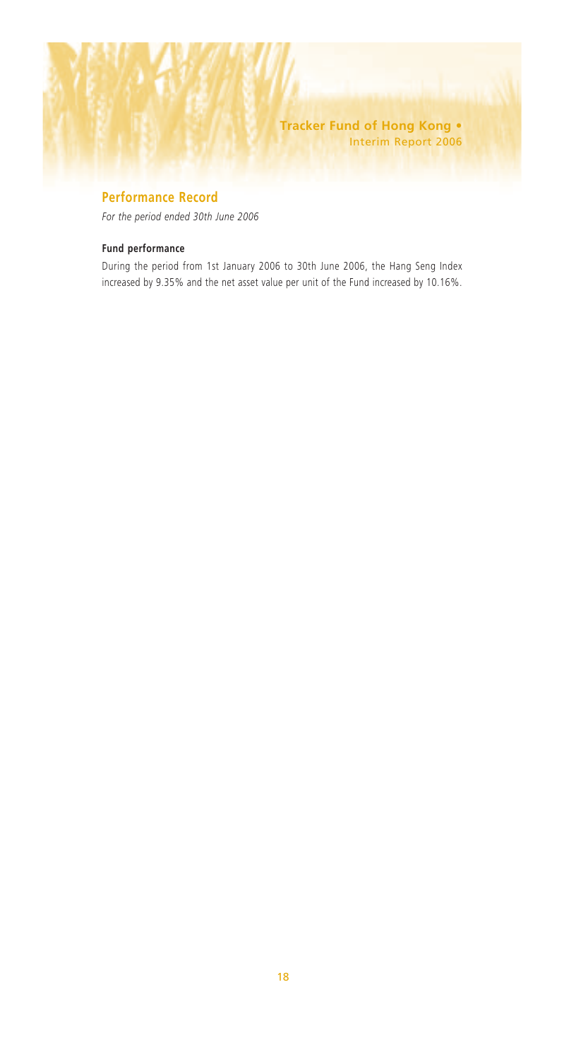## Performance Record

*For the period ended 30th June 2006*

### Fund performance

During the period from 1st January 2006 to 30th June 2006, the Hang Seng Index increased by 9.35% and the net asset value per unit of the Fund increased by 10.16%.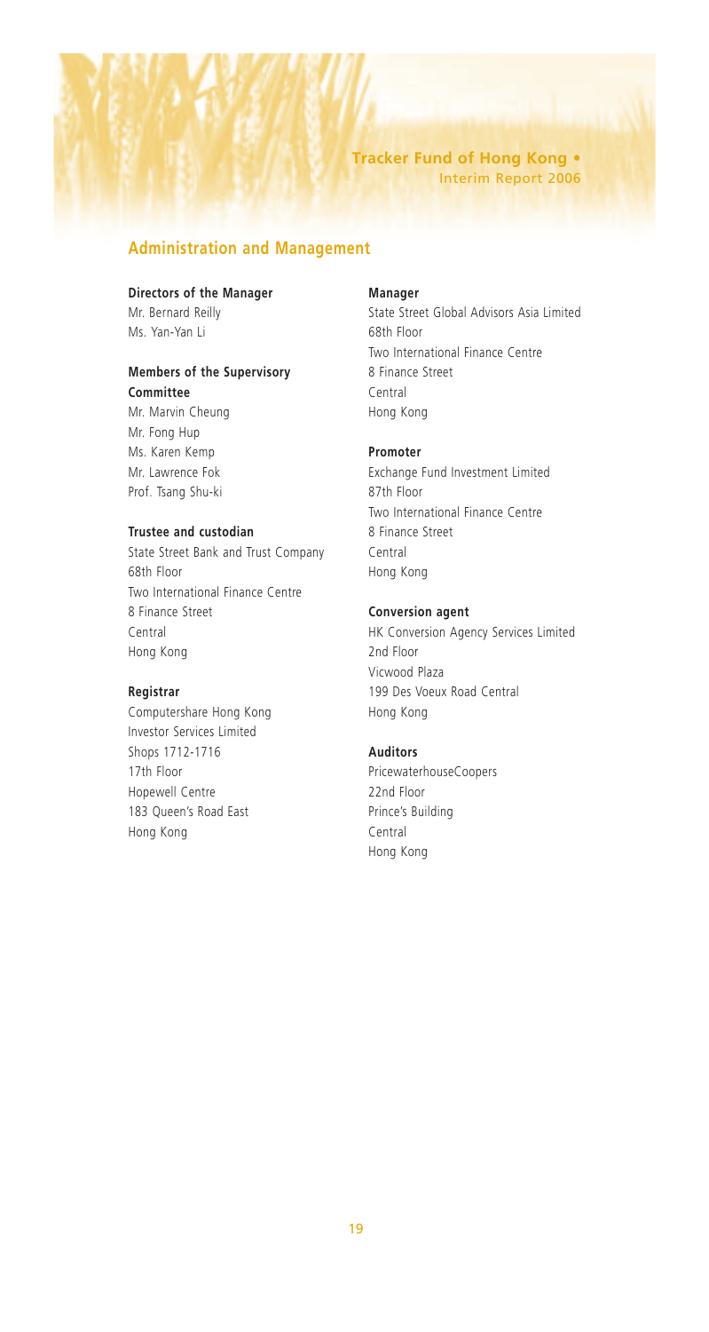## Administration and Management

**Directors of the Manager**
Mr. Bernard Reilly
Ms. Yan-Yan Li

**Members of the Supervisory Committee**
Mr. Marvin Cheung
Mr. Fong Hup
Ms. Karen Kemp
Mr. Lawrence Fok
Prof. Tsang Shu-ki

**Trustee and custodian**
State Street Bank and Trust Company
68th Floor
Two International Finance Centre
8 Finance Street
Central
Hong Kong

**Registrar**
Computershare Hong Kong
Investor Services Limited
Shops 1712-1716
17th Floor
Hopewell Centre
183 Queen's Road East
Hong Kong

**Manager**
State Street Global Advisors Asia Limited
68th Floor
Two International Finance Centre
8 Finance Street
Central
Hong Kong

**Promoter**
Exchange Fund Investment Limited
87th Floor
Two International Finance Centre
8 Finance Street
Central
Hong Kong

**Conversion agent**
HK Conversion Agency Services Limited
2nd Floor
Vicwood Plaza
199 Des Voeux Road Central
Hong Kong

**Auditors**
PricewaterhouseCoopers
22nd Floor
Prince's Building
Central
Hong Kong